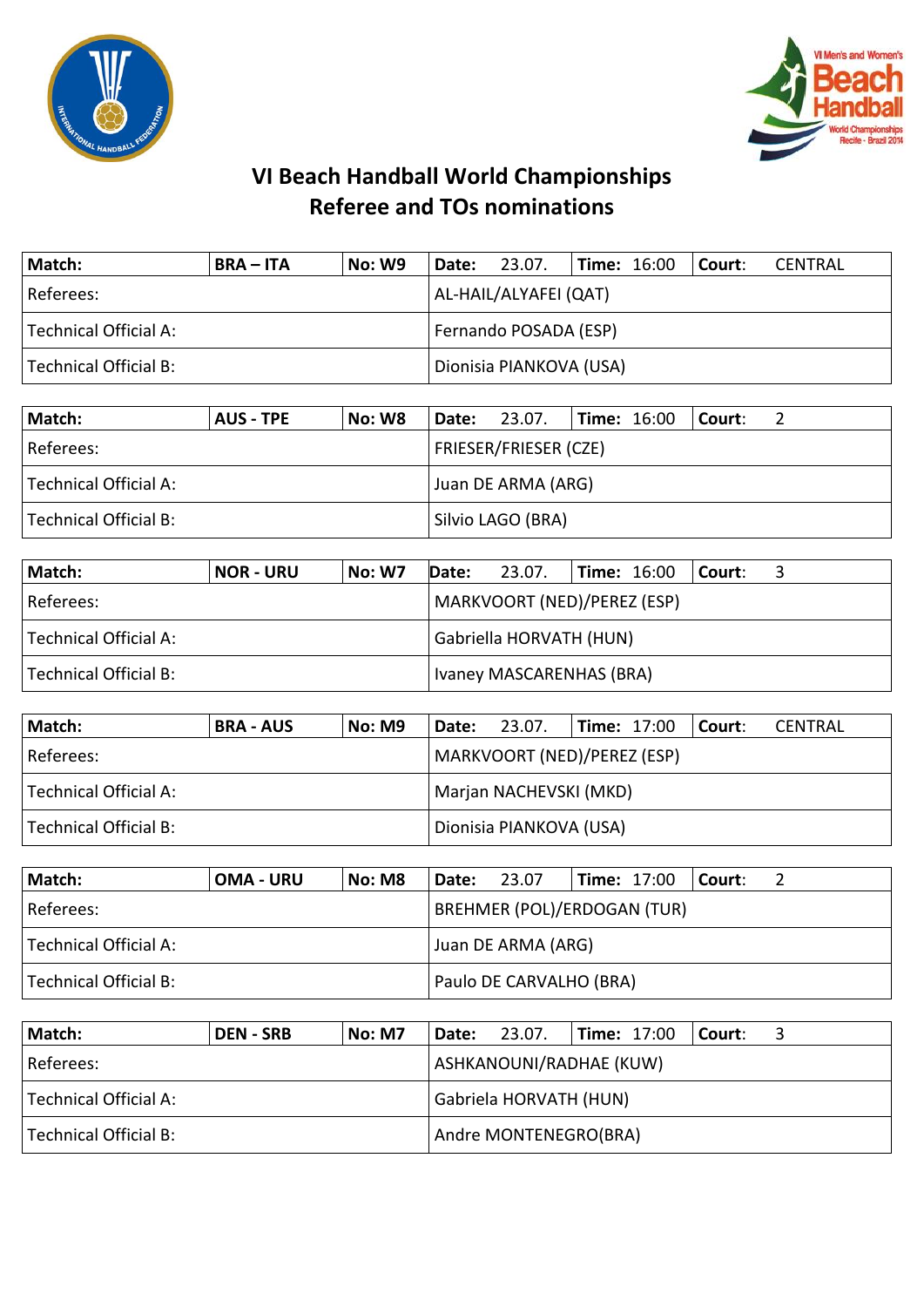# VI Beach Handball World Championships
## Referee and TOs nominations

| **Match:** | **BRA – ITA** | **No: W9** | **Date:** 23.07. | **Time:** 16:00 | **Court:** CENTRAL |
|---|---|---|---|---|---|
| Referees: | | | AL-HAIL/ALYAFEI (QAT) | | |
| Technical Official A: | | | Fernando POSADA (ESP) | | |
| Technical Official B: | | | Dionisia PIANKOVA (USA) | | |

| **Match:** | **AUS - TPE** | **No: W8** | **Date:** 23.07. | **Time:** 16:00 | **Court:** 2 |
|---|---|---|---|---|---|
| Referees: | | | FRIESER/FRIESER (CZE) | | |
| Technical Official A: | | | Juan DE ARMA (ARG) | | |
| Technical Official B: | | | Silvio LAGO (BRA) | | |

| **Match:** | **NOR - URU** | **No: W7** | **Date:** 23.07. | **Time:** 16:00 | **Court:** 3 |
|---|---|---|---|---|---|
| Referees: | | | MARKVOORT (NED)/PEREZ (ESP) | | |
| Technical Official A: | | | Gabriella HORVATH (HUN) | | |
| Technical Official B: | | | Ivaney MASCARENHAS (BRA) | | |

| **Match:** | **BRA - AUS** | **No: M9** | **Date:** 23.07. | **Time:** 17:00 | **Court:** CENTRAL |
|---|---|---|---|---|---|
| Referees: | | | MARKVOORT (NED)/PEREZ (ESP) | | |
| Technical Official A: | | | Marjan NACHEVSKI (MKD) | | |
| Technical Official B: | | | Dionisia PIANKOVA (USA) | | |

| **Match:** | **OMA - URU** | **No: M8** | **Date:** 23.07 | **Time:** 17:00 | **Court:** 2 |
|---|---|---|---|---|---|
| Referees: | | | BREHMER (POL)/ERDOGAN (TUR) | | |
| Technical Official A: | | | Juan DE ARMA (ARG) | | |
| Technical Official B: | | | Paulo DE CARVALHO (BRA) | | |

| **Match:** | **DEN - SRB** | **No: M7** | **Date:** 23.07. | **Time:** 17:00 | **Court:** 3 |
|---|---|---|---|---|---|
| Referees: | | | ASHKANOUNI/RADHAE (KUW) | | |
| Technical Official A: | | | Gabriela HORVATH (HUN) | | |
| Technical Official B: | | | Andre MONTENEGRO(BRA) | | |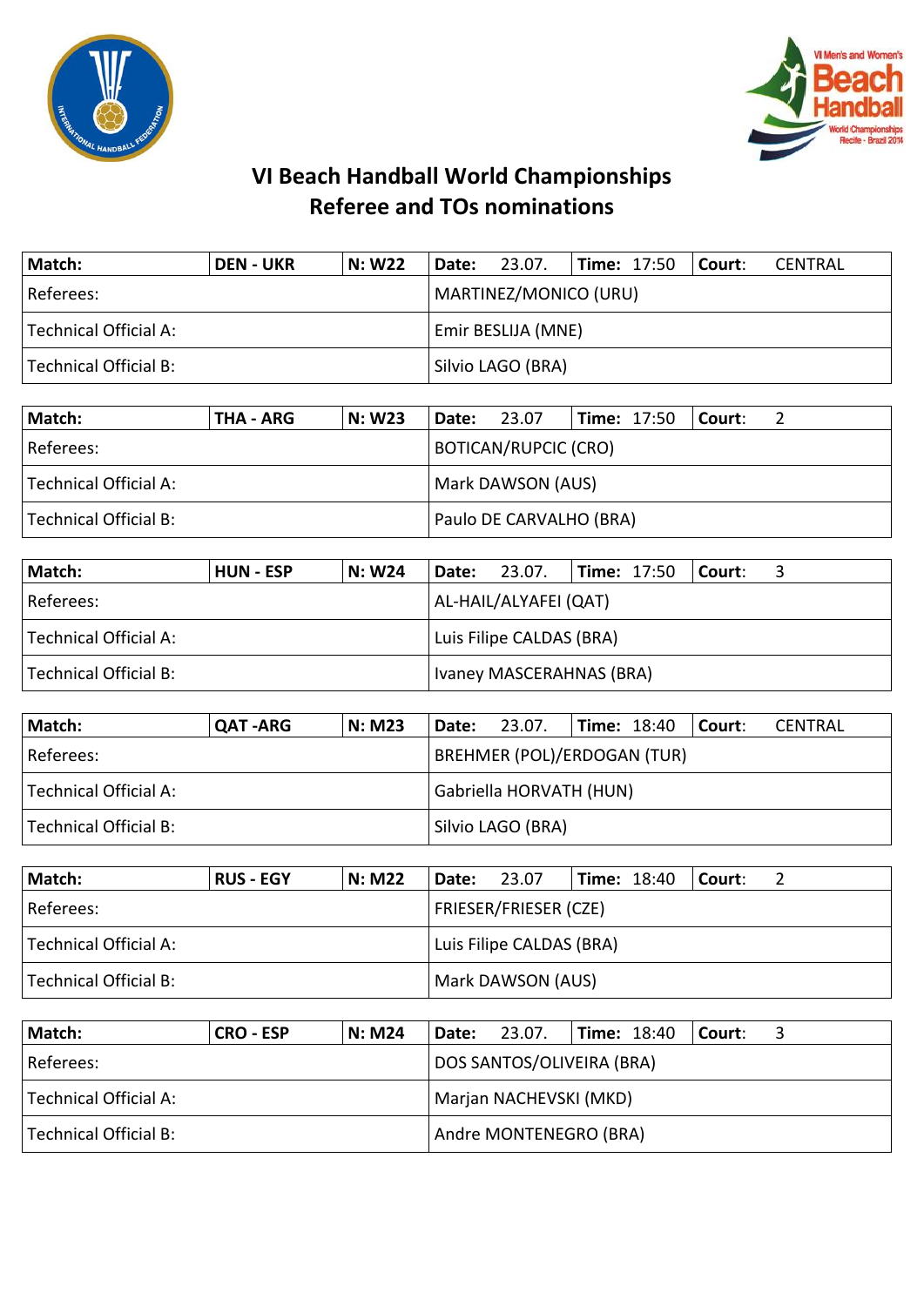# VI Beach Handball World Championships
## Referee and TOs nominations

| Match: | DEN - UKR | N: W22 | Date: 23.07. | Time: 17:50 | Court: CENTRAL |
|---|---|---|---|---|---|
| Referees: | | | MARTINEZ/MONICO (URU) | | |
| Technical Official A: | | | Emir BESLIJA (MNE) | | |
| Technical Official B: | | | Silvio LAGO (BRA) | | |

| Match: | THA - ARG | N: W23 | Date: 23.07 | Time: 17:50 | Court: 2 |
|---|---|---|---|---|---|
| Referees: | | | BOTICAN/RUPCIC (CRO) | | |
| Technical Official A: | | | Mark DAWSON (AUS) | | |
| Technical Official B: | | | Paulo DE CARVALHO (BRA) | | |

| Match: | HUN - ESP | N: W24 | Date: 23.07. | Time: 17:50 | Court: 3 |
|---|---|---|---|---|---|
| Referees: | | | AL-HAIL/ALYAFEI (QAT) | | |
| Technical Official A: | | | Luis Filipe CALDAS (BRA) | | |
| Technical Official B: | | | Ivaney MASCERAHNAS (BRA) | | |

| Match: | QAT -ARG | N: M23 | Date: 23.07. | Time: 18:40 | Court: CENTRAL |
|---|---|---|---|---|---|
| Referees: | | | BREHMER (POL)/ERDOGAN (TUR) | | |
| Technical Official A: | | | Gabriella HORVATH (HUN) | | |
| Technical Official B: | | | Silvio LAGO (BRA) | | |

| Match: | RUS - EGY | N: M22 | Date: 23.07 | Time: 18:40 | Court: 2 |
|---|---|---|---|---|---|
| Referees: | | | FRIESER/FRIESER (CZE) | | |
| Technical Official A: | | | Luis Filipe CALDAS (BRA) | | |
| Technical Official B: | | | Mark DAWSON (AUS) | | |

| Match: | CRO - ESP | N: M24 | Date: 23.07. | Time: 18:40 | Court: 3 |
|---|---|---|---|---|---|
| Referees: | | | DOS SANTOS/OLIVEIRA (BRA) | | |
| Technical Official A: | | | Marjan NACHEVSKI (MKD) | | |
| Technical Official B: | | | Andre MONTENEGRO (BRA) | | |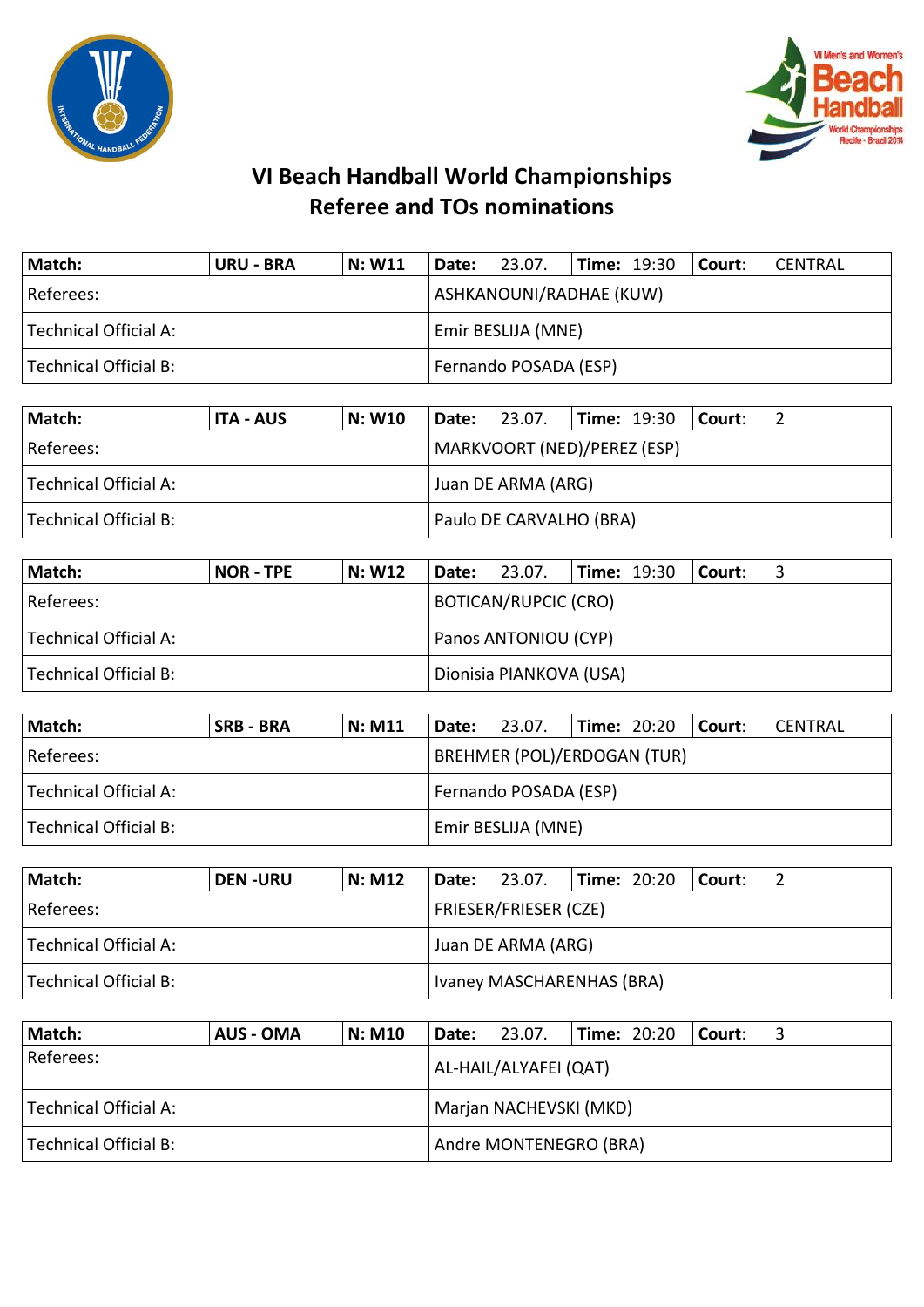# VI Beach Handball World Championships
## Referee and TOs nominations

| **Match:** | **URU - BRA** | **N: W11** | **Date:** 23.07. | **Time:** 19:30 | **Court:** CENTRAL |
|---|---|---|---|---|---|
| Referees: | | | ASHKANOUNI/RADHAE (KUW) | | |
| Technical Official A: | | | Emir BESLIJA (MNE) | | |
| Technical Official B: | | | Fernando POSADA (ESP) | | |

| **Match:** | **ITA - AUS** | **N: W10** | **Date:** 23.07. | **Time:** 19:30 | **Court:** 2 |
|---|---|---|---|---|---|
| Referees: | | | MARKVOORT (NED)/PEREZ (ESP) | | |
| Technical Official A: | | | Juan DE ARMA (ARG) | | |
| Technical Official B: | | | Paulo DE CARVALHO (BRA) | | |

| **Match:** | **NOR - TPE** | **N: W12** | **Date:** 23.07. | **Time:** 19:30 | **Court:** 3 |
|---|---|---|---|---|---|
| Referees: | | | BOTICAN/RUPCIC (CRO) | | |
| Technical Official A: | | | Panos ANTONIOU (CYP) | | |
| Technical Official B: | | | Dionisia PIANKOVA (USA) | | |

| **Match:** | **SRB - BRA** | **N: M11** | **Date:** 23.07. | **Time:** 20:20 | **Court:** CENTRAL |
|---|---|---|---|---|---|
| Referees: | | | BREHMER (POL)/ERDOGAN (TUR) | | |
| Technical Official A: | | | Fernando POSADA (ESP) | | |
| Technical Official B: | | | Emir BESLIJA (MNE) | | |

| **Match:** | **DEN -URU** | **N: M12** | **Date:** 23.07. | **Time:** 20:20 | **Court:** 2 |
|---|---|---|---|---|---|
| Referees: | | | FRIESER/FRIESER (CZE) | | |
| Technical Official A: | | | Juan DE ARMA (ARG) | | |
| Technical Official B: | | | Ivaney MASCHARENHAS (BRA) | | |

| **Match:** | **AUS - OMA** | **N: M10** | **Date:** 23.07. | **Time:** 20:20 | **Court:** 3 |
|---|---|---|---|---|---|
| Referees: | | | AL-HAIL/ALYAFEI (QAT) | | |
| Technical Official A: | | | Marjan NACHEVSKI (MKD) | | |
| Technical Official B: | | | Andre MONTENEGRO (BRA) | | |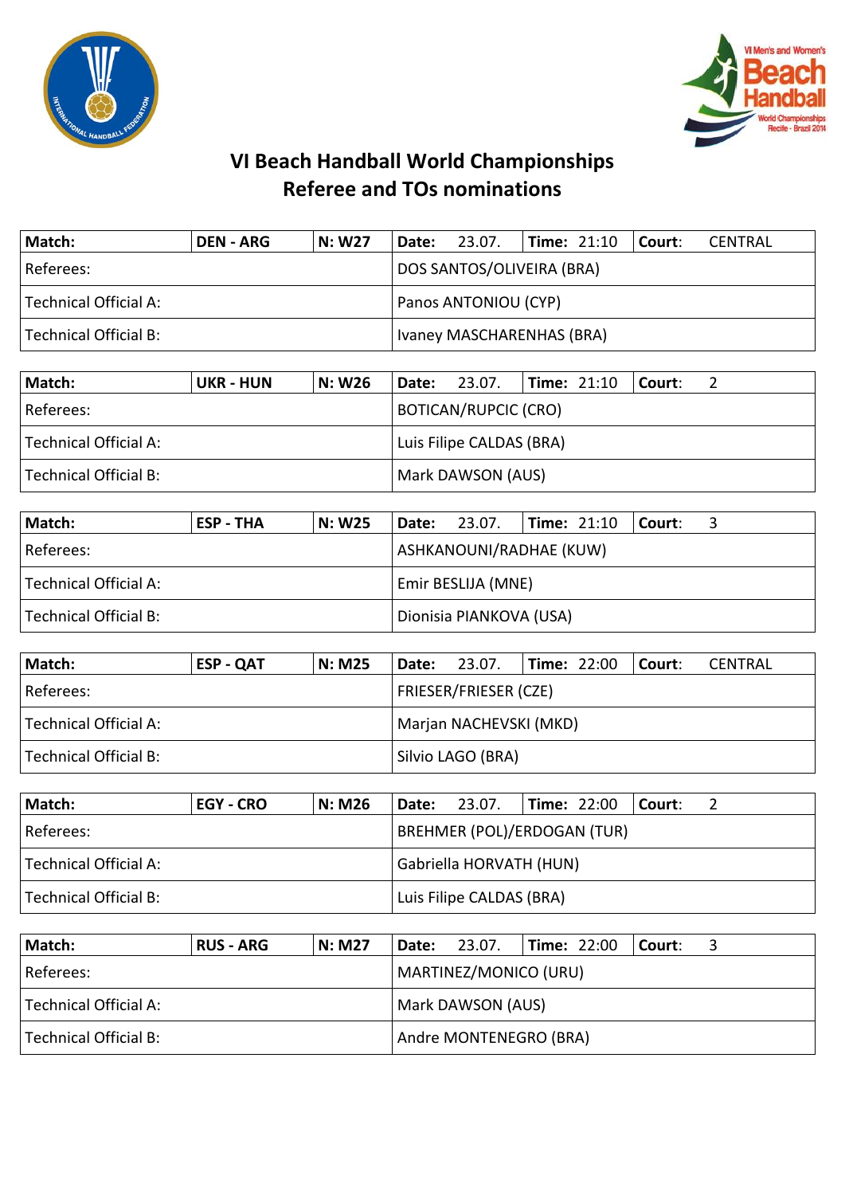# VI Beach Handball World Championships
## Referee and TOs nominations

| Match: | DEN - ARG | N: W27 | Date: 23.07. | Time: 21:10 | Court: CENTRAL |
|---|---|---|---|---|---|
| Referees: | | | DOS SANTOS/OLIVEIRA (BRA) | | |
| Technical Official A: | | | Panos ANTONIOU (CYP) | | |
| Technical Official B: | | | Ivaney MASCHARENHAS (BRA) | | |

| Match: | UKR - HUN | N: W26 | Date: 23.07. | Time: 21:10 | Court: 2 |
|---|---|---|---|---|---|
| Referees: | | | BOTICAN/RUPCIC (CRO) | | |
| Technical Official A: | | | Luis Filipe CALDAS (BRA) | | |
| Technical Official B: | | | Mark DAWSON (AUS) | | |

| Match: | ESP - THA | N: W25 | Date: 23.07. | Time: 21:10 | Court: 3 |
|---|---|---|---|---|---|
| Referees: | | | ASHKANOUNI/RADHAE (KUW) | | |
| Technical Official A: | | | Emir BESLIJA (MNE) | | |
| Technical Official B: | | | Dionisia PIANKOVA (USA) | | |

| Match: | ESP - QAT | N: M25 | Date: 23.07. | Time: 22:00 | Court: CENTRAL |
|---|---|---|---|---|---|
| Referees: | | | FRIESER/FRIESER (CZE) | | |
| Technical Official A: | | | Marjan NACHEVSKI (MKD) | | |
| Technical Official B: | | | Silvio LAGO (BRA) | | |

| Match: | EGY - CRO | N: M26 | Date: 23.07. | Time: 22:00 | Court: 2 |
|---|---|---|---|---|---|
| Referees: | | | BREHMER (POL)/ERDOGAN (TUR) | | |
| Technical Official A: | | | Gabriella HORVATH (HUN) | | |
| Technical Official B: | | | Luis Filipe CALDAS (BRA) | | |

| Match: | RUS - ARG | N: M27 | Date: 23.07. | Time: 22:00 | Court: 3 |
|---|---|---|---|---|---|
| Referees: | | | MARTINEZ/MONICO (URU) | | |
| Technical Official A: | | | Mark DAWSON (AUS) | | |
| Technical Official B: | | | Andre MONTENEGRO (BRA) | | |